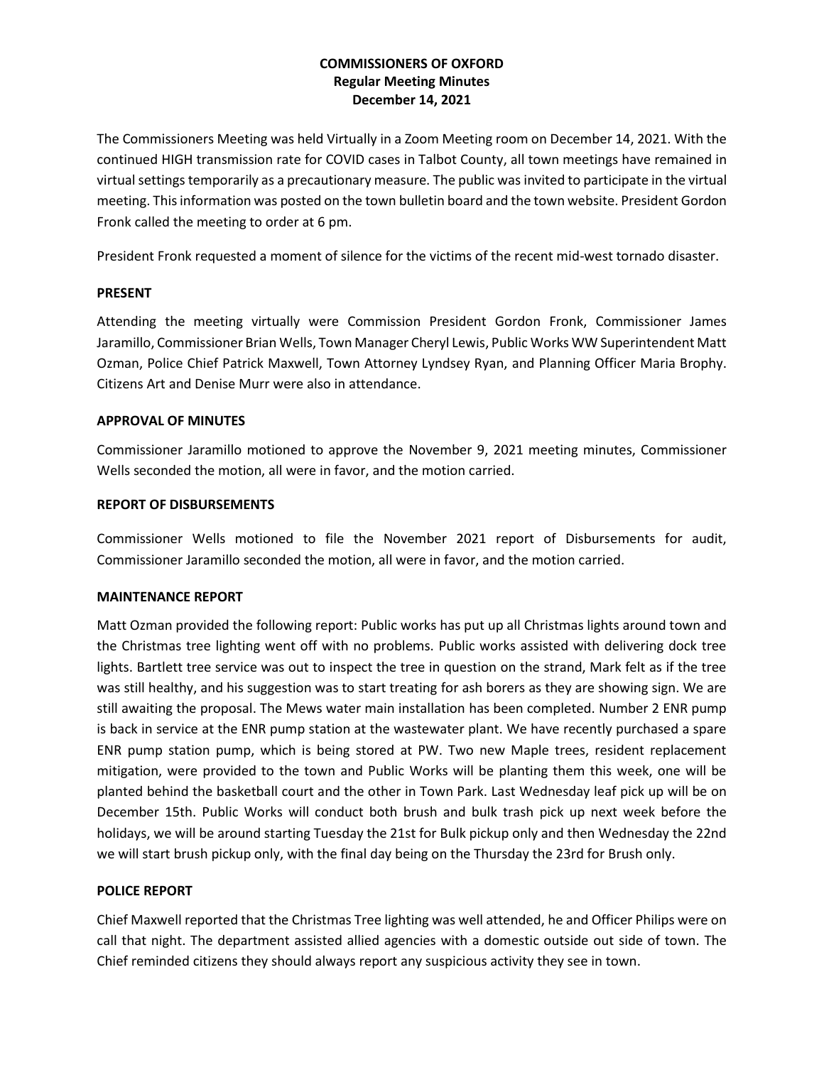**COMMISSIONERS OF OXFORD**
**Regular Meeting Minutes**
**December 14, 2021**

The Commissioners Meeting was held Virtually in a Zoom Meeting room on December 14, 2021. With the continued HIGH transmission rate for COVID cases in Talbot County, all town meetings have remained in virtual settings temporarily as a precautionary measure. The public was invited to participate in the virtual meeting. This information was posted on the town bulletin board and the town website. President Gordon Fronk called the meeting to order at 6 pm.

President Fronk requested a moment of silence for the victims of the recent mid-west tornado disaster.

**PRESENT**

Attending the meeting virtually were Commission President Gordon Fronk, Commissioner James Jaramillo, Commissioner Brian Wells, Town Manager Cheryl Lewis, Public Works WW Superintendent Matt Ozman, Police Chief Patrick Maxwell, Town Attorney Lyndsey Ryan, and Planning Officer Maria Brophy. Citizens Art and Denise Murr were also in attendance.

**APPROVAL OF MINUTES**

Commissioner Jaramillo motioned to approve the November 9, 2021 meeting minutes, Commissioner Wells seconded the motion, all were in favor, and the motion carried.

**REPORT OF DISBURSEMENTS**

Commissioner Wells motioned to file the November 2021 report of Disbursements for audit, Commissioner Jaramillo seconded the motion, all were in favor, and the motion carried.

**MAINTENANCE REPORT**

Matt Ozman provided the following report: Public works has put up all Christmas lights around town and the Christmas tree lighting went off with no problems. Public works assisted with delivering dock tree lights. Bartlett tree service was out to inspect the tree in question on the strand, Mark felt as if the tree was still healthy, and his suggestion was to start treating for ash borers as they are showing sign. We are still awaiting the proposal. The Mews water main installation has been completed. Number 2 ENR pump is back in service at the ENR pump station at the wastewater plant. We have recently purchased a spare ENR pump station pump, which is being stored at PW. Two new Maple trees, resident replacement mitigation, were provided to the town and Public Works will be planting them this week, one will be planted behind the basketball court and the other in Town Park. Last Wednesday leaf pick up will be on December 15th. Public Works will conduct both brush and bulk trash pick up next week before the holidays, we will be around starting Tuesday the 21st for Bulk pickup only and then Wednesday the 22nd we will start brush pickup only, with the final day being on the Thursday the 23rd for Brush only.

**POLICE REPORT**

Chief Maxwell reported that the Christmas Tree lighting was well attended, he and Officer Philips were on call that night. The department assisted allied agencies with a domestic outside out side of town. The Chief reminded citizens they should always report any suspicious activity they see in town.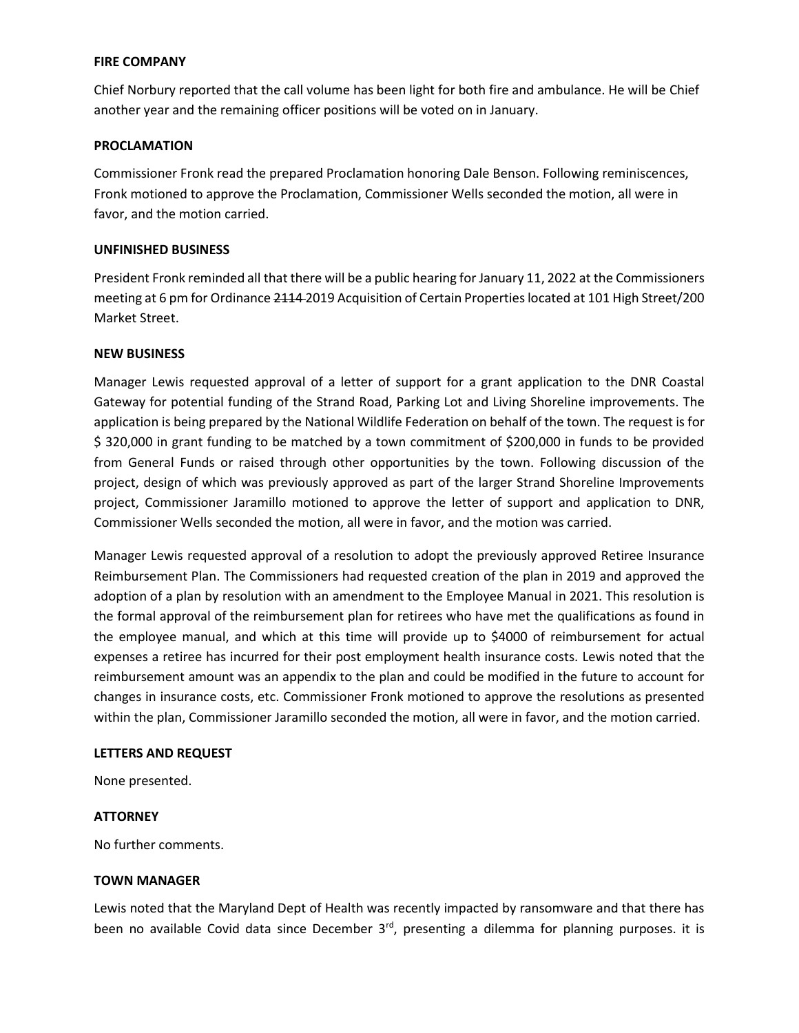**FIRE COMPANY**

Chief Norbury reported that the call volume has been light for both fire and ambulance. He will be Chief another year and the remaining officer positions will be voted on in January.

**PROCLAMATION**

Commissioner Fronk read the prepared Proclamation honoring Dale Benson. Following reminiscences, Fronk motioned to approve the Proclamation, Commissioner Wells seconded the motion, all were in favor, and the motion carried.

**UNFINISHED BUSINESS**

President Fronk reminded all that there will be a public hearing for January 11, 2022 at the Commissioners meeting at 6 pm for Ordinance ~~2114~~ 2019 Acquisition of Certain Properties located at 101 High Street/200 Market Street.

**NEW BUSINESS**

Manager Lewis requested approval of a letter of support for a grant application to the DNR Coastal Gateway for potential funding of the Strand Road, Parking Lot and Living Shoreline improvements. The application is being prepared by the National Wildlife Federation on behalf of the town. The request is for $ 320,000 in grant funding to be matched by a town commitment of $200,000 in funds to be provided from General Funds or raised through other opportunities by the town. Following discussion of the project, design of which was previously approved as part of the larger Strand Shoreline Improvements project, Commissioner Jaramillo motioned to approve the letter of support and application to DNR, Commissioner Wells seconded the motion, all were in favor, and the motion was carried.

Manager Lewis requested approval of a resolution to adopt the previously approved Retiree Insurance Reimbursement Plan. The Commissioners had requested creation of the plan in 2019 and approved the adoption of a plan by resolution with an amendment to the Employee Manual in 2021. This resolution is the formal approval of the reimbursement plan for retirees who have met the qualifications as found in the employee manual, and which at this time will provide up to $4000 of reimbursement for actual expenses a retiree has incurred for their post employment health insurance costs. Lewis noted that the reimbursement amount was an appendix to the plan and could be modified in the future to account for changes in insurance costs, etc. Commissioner Fronk motioned to approve the resolutions as presented within the plan, Commissioner Jaramillo seconded the motion, all were in favor, and the motion carried.

**LETTERS AND REQUEST**

None presented.

**ATTORNEY**

No further comments.

**TOWN MANAGER**

Lewis noted that the Maryland Dept of Health was recently impacted by ransomware and that there has been no available Covid data since December 3rd, presenting a dilemma for planning purposes. it is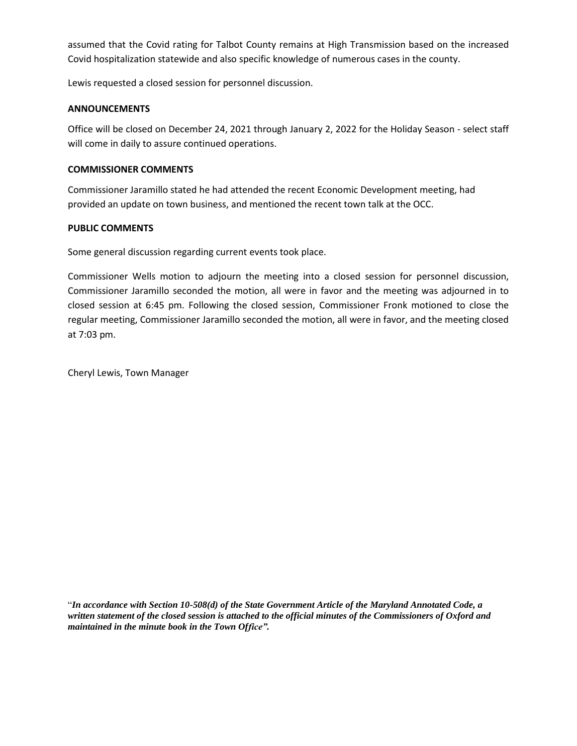assumed that the Covid rating for Talbot County remains at High Transmission based on the increased Covid hospitalization statewide and also specific knowledge of numerous cases in the county.

Lewis requested a closed session for personnel discussion.

**ANNOUNCEMENTS**

Office will be closed on December 24, 2021 through January 2, 2022 for the Holiday Season - select staff will come in daily to assure continued operations.

**COMMISSIONER COMMENTS**

Commissioner Jaramillo stated he had attended the recent Economic Development meeting, had provided an update on town business, and mentioned the recent town talk at the OCC.

**PUBLIC COMMENTS**

Some general discussion regarding current events took place.

Commissioner Wells motion to adjourn the meeting into a closed session for personnel discussion, Commissioner Jaramillo seconded the motion, all were in favor and the meeting was adjourned in to closed session at 6:45 pm. Following the closed session, Commissioner Fronk motioned to close the regular meeting, Commissioner Jaramillo seconded the motion, all were in favor, and the meeting closed at 7:03 pm.

Cheryl Lewis, Town Manager

"***In accordance with Section 10-508(d) of the State Government Article of the Maryland Annotated Code, a written statement of the closed session is attached to the official minutes of the Commissioners of Oxford and maintained in the minute book in the Town Office".***